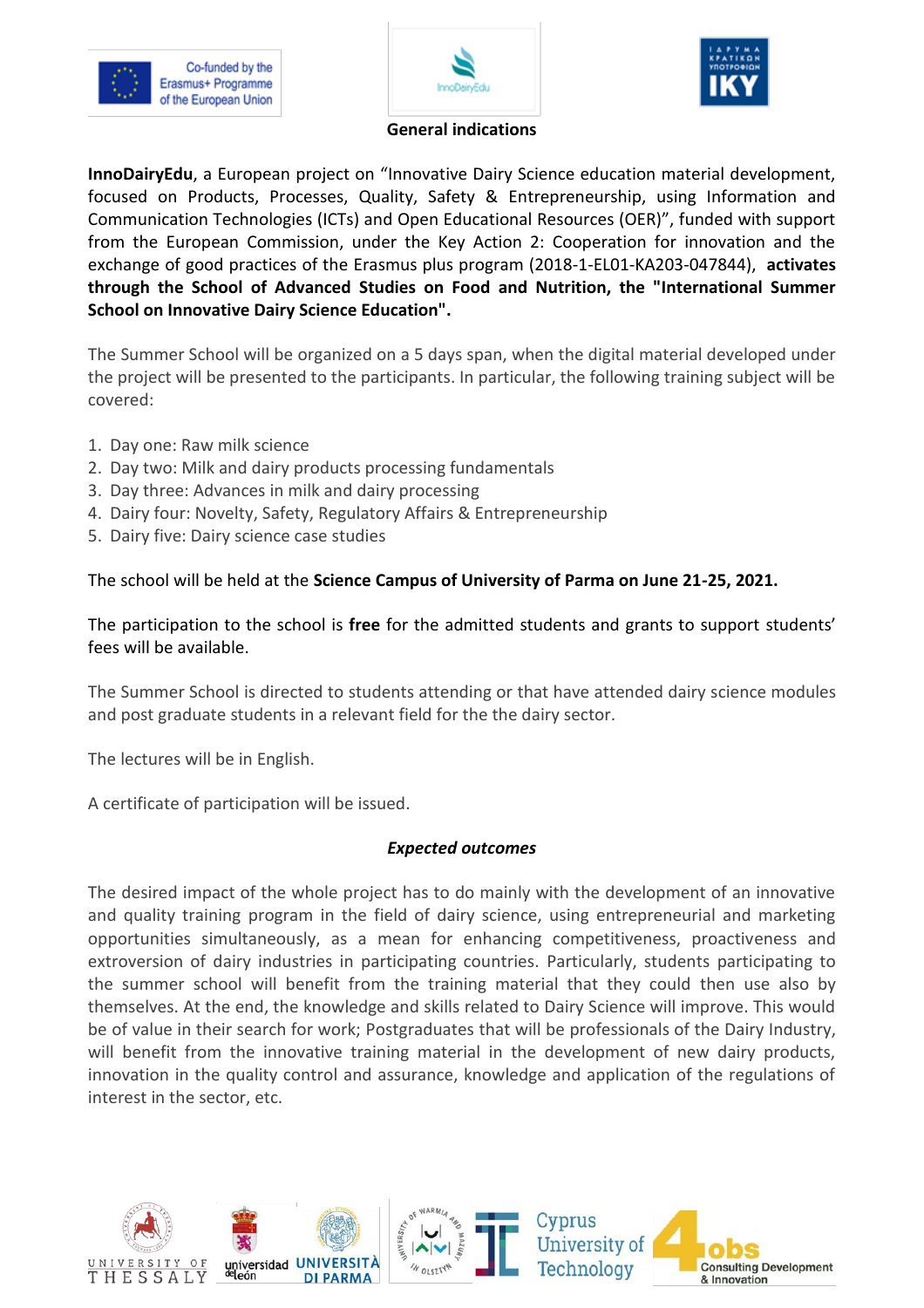## General indications

**InnoDairyEdu**, a European project on “Innovative Dairy Science education material development, focused on Products, Processes, Quality, Safety & Entrepreneurship, using Information and Communication Technologies (ICTs) and Open Educational Resources (OER)”, funded with support from the European Commission, under the Key Action 2: Cooperation for innovation and the exchange of good practices of the Erasmus plus program (2018-1-EL01-KA203-047844), **activates through the School of Advanced Studies on Food and Nutrition, the "International Summer School on Innovative Dairy Science Education".**

The Summer School will be organized on a 5 days span, when the digital material developed under the project will be presented to the participants. In particular, the following training subject will be covered:

1. Day one: Raw milk science
2. Day two: Milk and dairy products processing fundamentals
3. Day three: Advances in milk and dairy processing
4. Dairy four: Novelty, Safety, Regulatory Affairs & Entrepreneurship
5. Dairy five: Dairy science case studies

The school will be held at the **Science Campus of University of Parma on June 21-25, 2021.**

The participation to the school is **free** for the admitted students and grants to support students' fees will be available.

The Summer School is directed to students attending or that have attended dairy science modules and post graduate students in a relevant field for the the dairy sector.

The lectures will be in English.

A certificate of participation will be issued.

### *Expected outcomes*

The desired impact of the whole project has to do mainly with the development of an innovative and quality training program in the field of dairy science, using entrepreneurial and marketing opportunities simultaneously, as a mean for enhancing competitiveness, proactiveness and extroversion of dairy industries in participating countries. Particularly, students participating to the summer school will benefit from the training material that they could then use also by themselves. At the end, the knowledge and skills related to Dairy Science will improve. This would be of value in their search for work; Postgraduates that will be professionals of the Dairy Industry, will benefit from the innovative training material in the development of new dairy products, innovation in the quality control and assurance, knowledge and application of the regulations of interest in the sector, etc.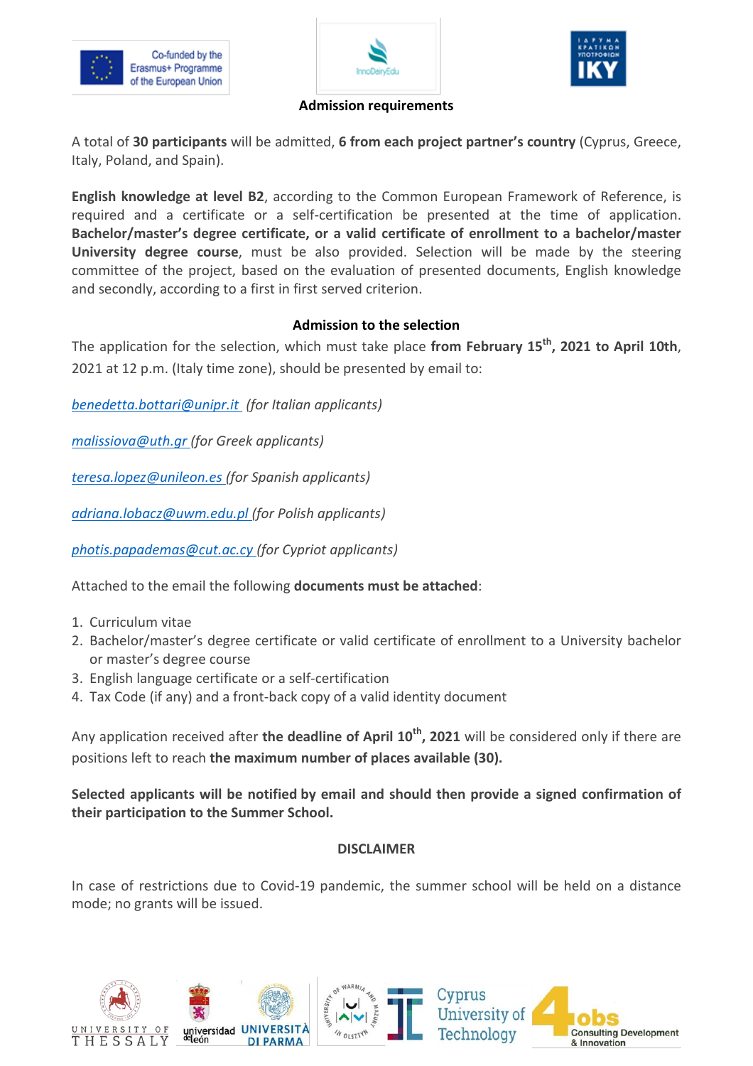## Admission requirements

A total of **30 participants** will be admitted, **6 from each project partner's country** (Cyprus, Greece, Italy, Poland, and Spain).

**English knowledge at level B2**, according to the Common European Framework of Reference, is required and a certificate or a self-certification be presented at the time of application. **Bachelor/master's degree certificate, or a valid certificate of enrollment to a bachelor/master University degree course**, must be also provided. Selection will be made by the steering committee of the project, based on the evaluation of presented documents, English knowledge and secondly, according to a first in first served criterion.

## Admission to the selection

The application for the selection, which must take place **from February 15th, 2021 to April 10th**, 2021 at 12 p.m. (Italy time zone), should be presented by email to:

benedetta.bottari@unipr.it *(for Italian applicants)*

malissiova@uth.gr *(for Greek applicants)*

teresa.lopez@unileon.es *(for Spanish applicants)*

adriana.lobacz@uwm.edu.pl *(for Polish applicants)*

photis.papademas@cut.ac.cy *(for Cypriot applicants)*

Attached to the email the following **documents must be attached**:

1. Curriculum vitae
2. Bachelor/master's degree certificate or valid certificate of enrollment to a University bachelor or master's degree course
3. English language certificate or a self-certification
4. Tax Code (if any) and a front-back copy of a valid identity document

Any application received after **the deadline of April 10th, 2021** will be considered only if there are positions left to reach **the maximum number of places available (30).**

**Selected applicants will be notified by email and should then provide a signed confirmation of their participation to the Summer School.**

## DISCLAIMER

In case of restrictions due to Covid-19 pandemic, the summer school will be held on a distance mode; no grants will be issued.